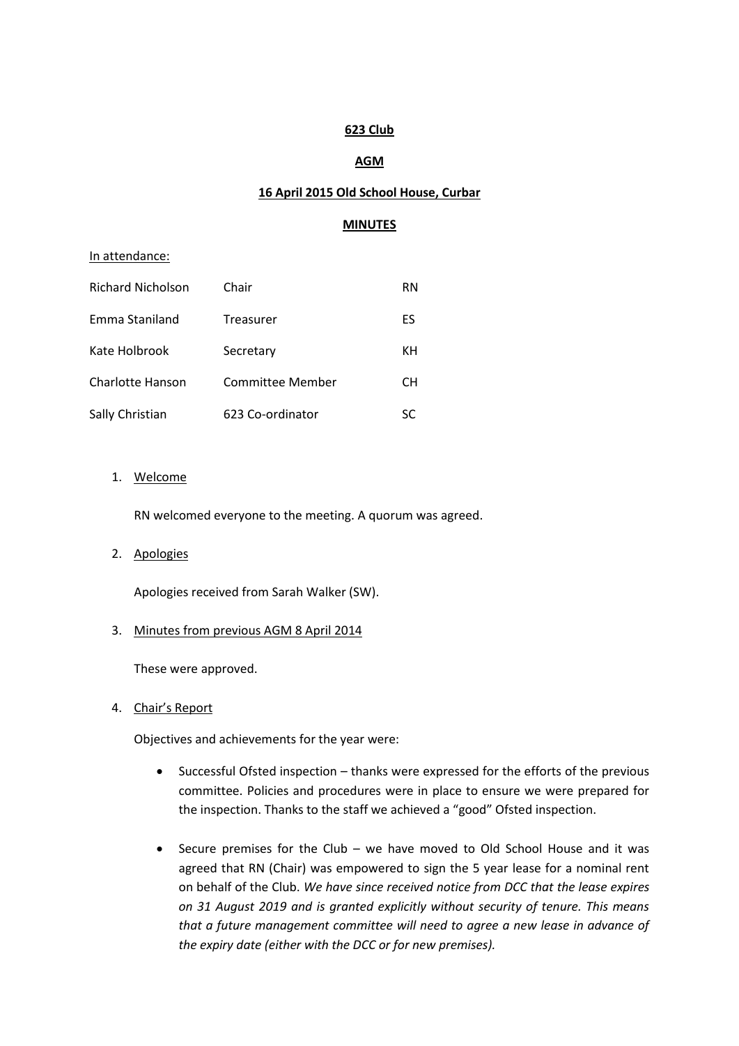**623 Club**

**AGM**

**16 April 2015 Old School House, Curbar**

**MINUTES**

In attendance:

| | | |
|---|---|---|
| Richard Nicholson | Chair | RN |
| Emma Staniland | Treasurer | ES |
| Kate Holbrook | Secretary | KH |
| Charlotte Hanson | Committee Member | CH |
| Sally Christian | 623 Co-ordinator | SC |

1. Welcome

   RN welcomed everyone to the meeting. A quorum was agreed.

2. Apologies

   Apologies received from Sarah Walker (SW).

3. Minutes from previous AGM 8 April 2014

   These were approved.

4. Chair's Report

   Objectives and achievements for the year were:

   - Successful Ofsted inspection – thanks were expressed for the efforts of the previous committee. Policies and procedures were in place to ensure we were prepared for the inspection. Thanks to the staff we achieved a "good" Ofsted inspection.

   - Secure premises for the Club – we have moved to Old School House and it was agreed that RN (Chair) was empowered to sign the 5 year lease for a nominal rent on behalf of the Club. *We have since received notice from DCC that the lease expires on 31 August 2019 and is granted explicitly without security of tenure. This means that a future management committee will need to agree a new lease in advance of the expiry date (either with the DCC or for new premises).*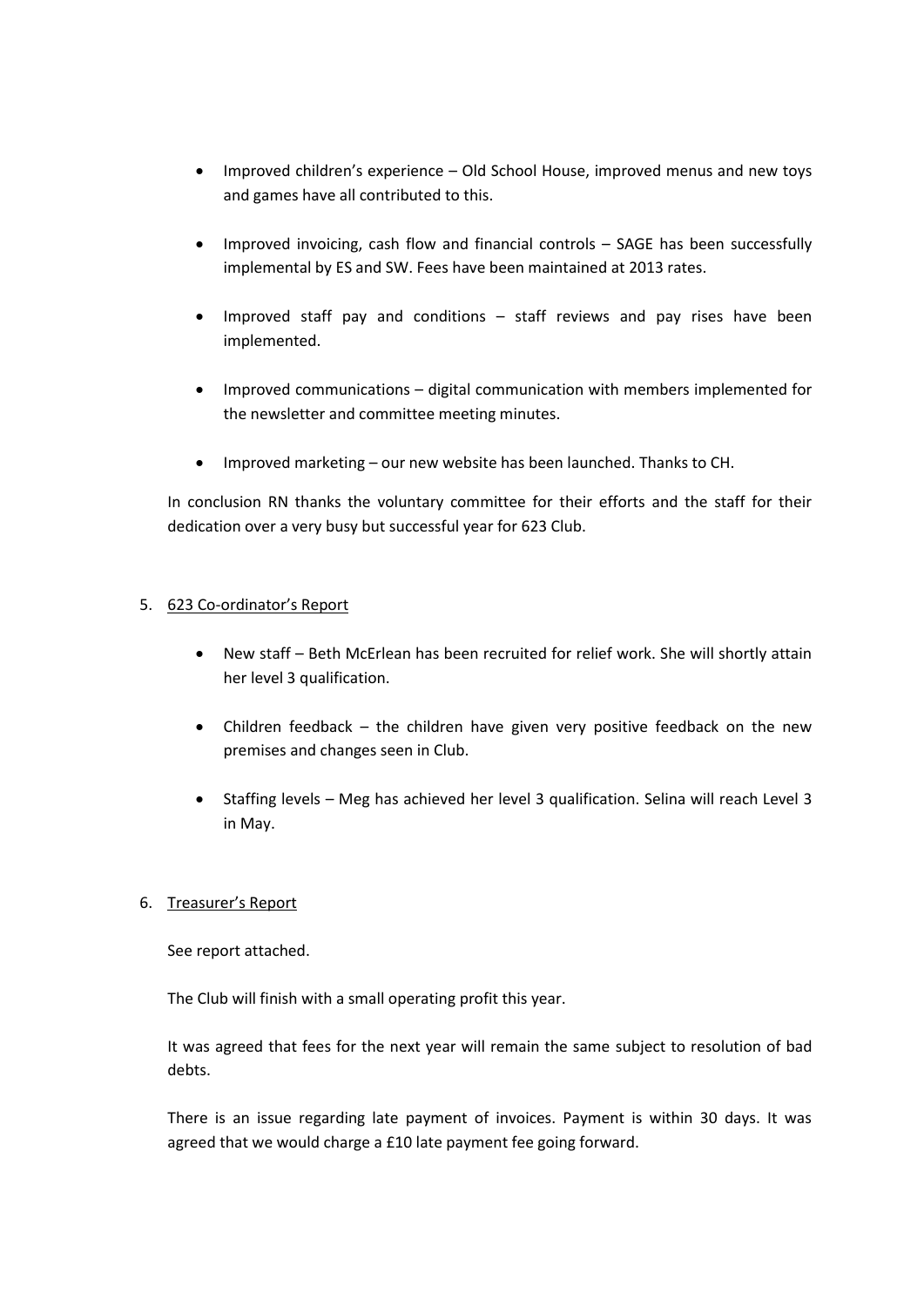- Improved children's experience – Old School House, improved menus and new toys and games have all contributed to this.

- Improved invoicing, cash flow and financial controls – SAGE has been successfully implemental by ES and SW. Fees have been maintained at 2013 rates.

- Improved staff pay and conditions – staff reviews and pay rises have been implemented.

- Improved communications – digital communication with members implemented for the newsletter and committee meeting minutes.

- Improved marketing – our new website has been launched. Thanks to CH.

In conclusion RN thanks the voluntary committee for their efforts and the staff for their dedication over a very busy but successful year for 623 Club.

5. <u>623 Co-ordinator's Report</u>

   - New staff – Beth McErlean has been recruited for relief work. She will shortly attain her level 3 qualification.

   - Children feedback – the children have given very positive feedback on the new premises and changes seen in Club.

   - Staffing levels – Meg has achieved her level 3 qualification. Selina will reach Level 3 in May.

6. <u>Treasurer's Report</u>

   See report attached.

   The Club will finish with a small operating profit this year.

   It was agreed that fees for the next year will remain the same subject to resolution of bad debts.

   There is an issue regarding late payment of invoices. Payment is within 30 days. It was agreed that we would charge a £10 late payment fee going forward.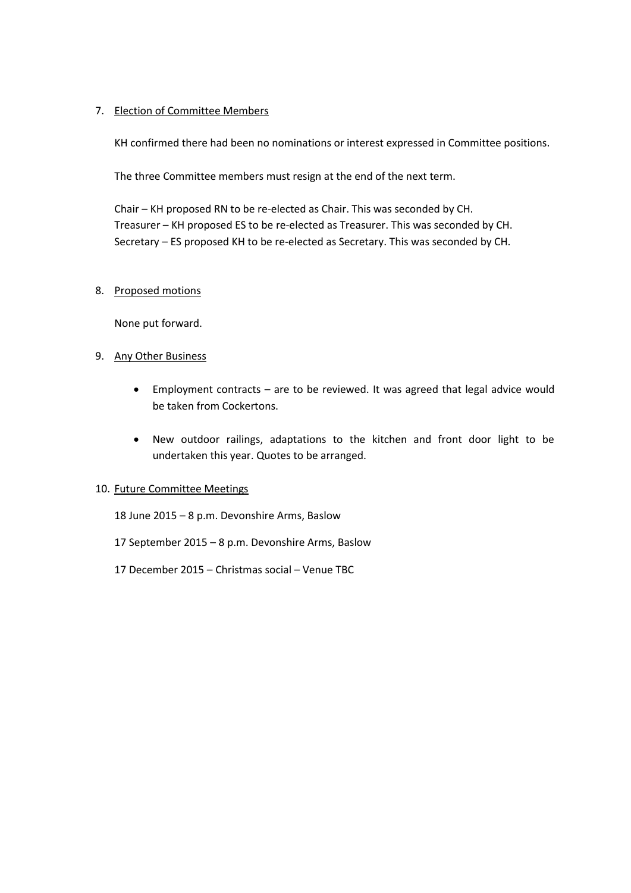7. <u>Election of Committee Members</u>

   KH confirmed there had been no nominations or interest expressed in Committee positions.

   The three Committee members must resign at the end of the next term.

   Chair – KH proposed RN to be re-elected as Chair. This was seconded by CH.
   Treasurer – KH proposed ES to be re-elected as Treasurer. This was seconded by CH.
   Secretary – ES proposed KH to be re-elected as Secretary. This was seconded by CH.

8. <u>Proposed motions</u>

   None put forward.

9. <u>Any Other Business</u>

   - Employment contracts – are to be reviewed. It was agreed that legal advice would be taken from Cockertons.

   - New outdoor railings, adaptations to the kitchen and front door light to be undertaken this year. Quotes to be arranged.

10. <u>Future Committee Meetings</u>

    18 June 2015 – 8 p.m. Devonshire Arms, Baslow

    17 September 2015 – 8 p.m. Devonshire Arms, Baslow

    17 December 2015 – Christmas social – Venue TBC